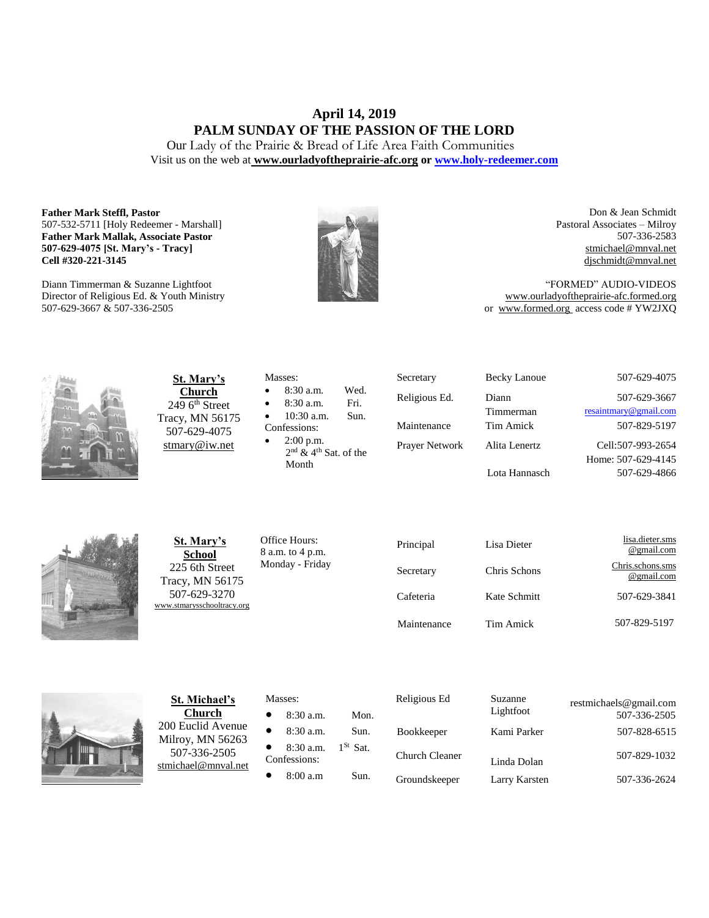# April 14, 2019
## PALM SUNDAY OF THE PASSION OF THE LORD

Our Lady of the Prairie & Bread of Life Area Faith Communities
Visit us on the web at **www.ourladyoftheprairie-afc.org** or **www.holy-redeemer.com**

**Father Mark Steffl, Pastor**
507-532-5711 [Holy Redeemer - Marshall]
**Father Mark Mallak, Associate Pastor**
**507-629-4075 [St. Mary's - Tracy]**
**Cell #320-221-3145**

Diann Timmerman & Suzanne Lightfoot
Director of Religious Ed. & Youth Ministry
507-629-3667 & 507-336-2505

Don & Jean Schmidt
Pastoral Associates – Milroy
507-336-2583
stmichael@mnval.net
djschmidt@mnval.net

"FORMED" AUDIO-VIDEOS
www.ourladyoftheprairie-afc.formed.org
or www.formed.org access code # YW2JXQ

**St. Mary's Church**
249 6th Street
Tracy, MN 56175
507-629-4075
stmary@iw.net

Masses:
- 8:30 a.m. Wed.
- 8:30 a.m. Fri.
- 10:30 a.m. Sun.

Confessions:
- 2:00 p.m. 2nd & 4th Sat. of the Month

| | | |
|---|---|---|
| Secretary | Becky Lanoue | 507-629-4075 |
| Religious Ed. | Diann Timmerman | 507-629-3667 resaintmary@gmail.com |
| Maintenance | Tim Amick | 507-829-5197 |
| Prayer Network | Alita Lenertz | Cell:507-993-2654 Home: 507-629-4145 |
| | Lota Hannasch | 507-629-4866 |

**St. Mary's School**
225 6th Street
Tracy, MN 56175
507-629-3270
www.stmarysschooltracy.org

Office Hours:
8 a.m. to 4 p.m.
Monday - Friday

| | | |
|---|---|---|
| Principal | Lisa Dieter | lisa.dieter.sms@gmail.com |
| Secretary | Chris Schons | Chris.schons.sms@gmail.com |
| Cafeteria | Kate Schmitt | 507-629-3841 |
| Maintenance | Tim Amick | 507-829-5197 |

**St. Michael's Church**
200 Euclid Avenue
Milroy, MN 56263
507-336-2505
stmichael@mnval.net

Masses:
- 8:30 a.m. Mon.
- 8:30 a.m. Sun.
- 8:30 a.m. 1St Sat.

Confessions:
- 8:00 a.m Sun.

| | | |
|---|---|---|
| Religious Ed | Suzanne Lightfoot | restmichaels@gmail.com 507-336-2505 |
| Bookkeeper | Kami Parker | 507-828-6515 |
| Church Cleaner | Linda Dolan | 507-829-1032 |
| Groundskeeper | Larry Karsten | 507-336-2624 |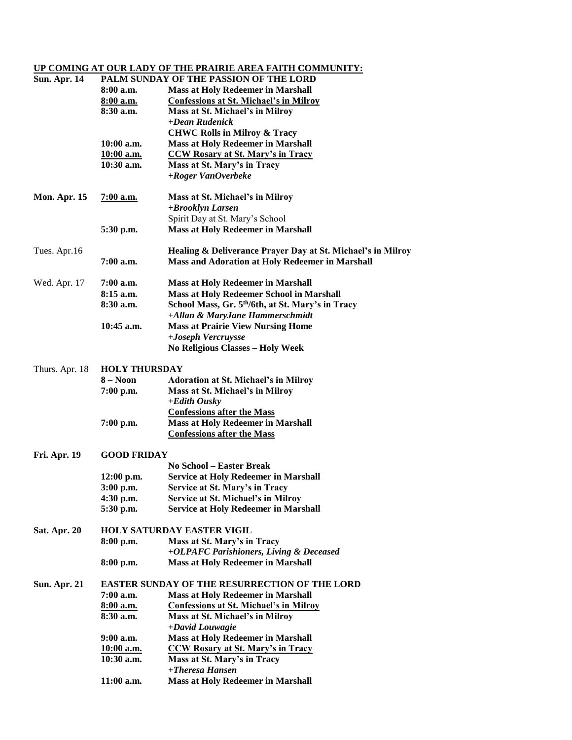## UP COMING AT OUR LADY OF THE PRAIRIE AREA FAITH COMMUNITY:

| | | |
|---|---|---|
| **Sun. Apr. 14** | **PALM SUNDAY OF THE PASSION OF THE LORD** | |
| | **8:00 a.m.** | **Mass at Holy Redeemer in Marshall** |
| | **8:00 a.m.** | **Confessions at St. Michael's in Milroy** |
| | **8:30 a.m.** | **Mass at St. Michael's in Milroy** |
| | | ***+Dean Rudenick*** |
| | | **CHWC Rolls in Milroy & Tracy** |
| | **10:00 a.m.** | **Mass at Holy Redeemer in Marshall** |
| | **10:00 a.m.** | **CCW Rosary at St. Mary's in Tracy** |
| | **10:30 a.m.** | **Mass at St. Mary's in Tracy** |
| | | ***+Roger VanOverbeke*** |
| **Mon. Apr. 15** | **7:00 a.m.** | **Mass at St. Michael's in Milroy** |
| | | ***+Brooklyn Larsen*** |
| | | Spirit Day at St. Mary's School |
| | **5:30 p.m.** | **Mass at Holy Redeemer in Marshall** |
| Tues. Apr.16 | | **Healing & Deliverance Prayer Day at St. Michael's in Milroy** |
| | **7:00 a.m.** | **Mass and Adoration at Holy Redeemer in Marshall** |
| Wed. Apr. 17 | **7:00 a.m.** | **Mass at Holy Redeemer in Marshall** |
| | **8:15 a.m.** | **Mass at Holy Redeemer School in Marshall** |
| | **8:30 a.m.** | **School Mass, Gr. 5th/6th, at St. Mary's in Tracy** |
| | | ***+Allan & MaryJane Hammerschmidt*** |
| | **10:45 a.m.** | **Mass at Prairie View Nursing Home** |
| | | ***+Joseph Vercruysse*** |
| | | **No Religious Classes – Holy Week** |
| Thurs. Apr. 18 | **HOLY THURSDAY** | |
| | **8 – Noon** | **Adoration at St. Michael's in Milroy** |
| | **7:00 p.m.** | **Mass at St. Michael's in Milroy** |
| | | ***+Edith Ousky*** |
| | | **Confessions after the Mass** |
| | **7:00 p.m.** | **Mass at Holy Redeemer in Marshall** |
| | | **Confessions after the Mass** |
| **Fri. Apr. 19** | **GOOD FRIDAY** | |
| | | **No School – Easter Break** |
| | **12:00 p.m.** | **Service at Holy Redeemer in Marshall** |
| | **3:00 p.m.** | **Service at St. Mary's in Tracy** |
| | **4:30 p.m.** | **Service at St. Michael's in Milroy** |
| | **5:30 p.m.** | **Service at Holy Redeemer in Marshall** |
| **Sat. Apr. 20** | **HOLY SATURDAY EASTER VIGIL** | |
| | **8:00 p.m.** | **Mass at St. Mary's in Tracy** |
| | | ***+OLPAFC Parishioners, Living & Deceased*** |
| | **8:00 p.m.** | **Mass at Holy Redeemer in Marshall** |
| **Sun. Apr. 21** | **EASTER SUNDAY OF THE RESURRECTION OF THE LORD** | |
| | **7:00 a.m.** | **Mass at Holy Redeemer in Marshall** |
| | **8:00 a.m.** | **Confessions at St. Michael's in Milroy** |
| | **8:30 a.m.** | **Mass at St. Michael's in Milroy** |
| | | ***+David Louwagie*** |
| | **9:00 a.m.** | **Mass at Holy Redeemer in Marshall** |
| | **10:00 a.m.** | **CCW Rosary at St. Mary's in Tracy** |
| | **10:30 a.m.** | **Mass at St. Mary's in Tracy** |
| | | ***+Theresa Hansen*** |
| | **11:00 a.m.** | **Mass at Holy Redeemer in Marshall** |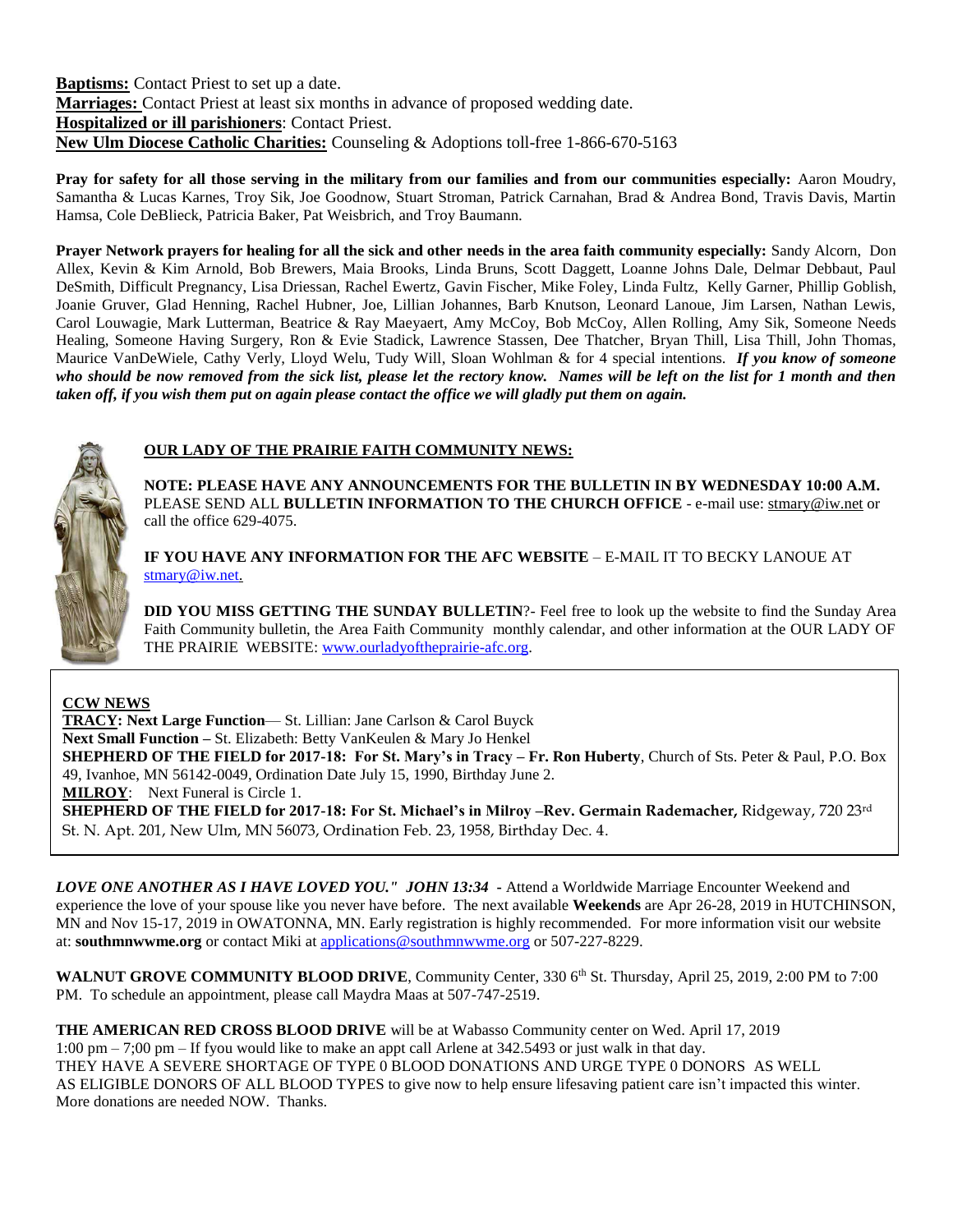**Baptisms:** Contact Priest to set up a date.
**Marriages:** Contact Priest at least six months in advance of proposed wedding date.
**Hospitalized or ill parishioners**: Contact Priest.
**New Ulm Diocese Catholic Charities:** Counseling & Adoptions toll-free 1-866-670-5163

**Pray for safety for all those serving in the military from our families and from our communities especially:** Aaron Moudry, Samantha & Lucas Karnes, Troy Sik, Joe Goodnow, Stuart Stroman, Patrick Carnahan, Brad & Andrea Bond, Travis Davis, Martin Hamsa, Cole DeBlieck, Patricia Baker, Pat Weisbrich, and Troy Baumann.

**Prayer Network prayers for healing for all the sick and other needs in the area faith community especially:** Sandy Alcorn, Don Allex, Kevin & Kim Arnold, Bob Brewers, Maia Brooks, Linda Bruns, Scott Daggett, Loanne Johns Dale, Delmar Debbaut, Paul DeSmith, Difficult Pregnancy, Lisa Driessan, Rachel Ewertz, Gavin Fischer, Mike Foley, Linda Fultz, Kelly Garner, Phillip Goblish, Joanie Gruver, Glad Henning, Rachel Hubner, Joe, Lillian Johannes, Barb Knutson, Leonard Lanoue, Jim Larsen, Nathan Lewis, Carol Louwagie, Mark Lutterman, Beatrice & Ray Maeyaert, Amy McCoy, Bob McCoy, Allen Rolling, Amy Sik, Someone Needs Healing, Someone Having Surgery, Ron & Evie Stadick, Lawrence Stassen, Dee Thatcher, Bryan Thill, Lisa Thill, John Thomas, Maurice VanDeWiele, Cathy Verly, Lloyd Welu, Tudy Will, Sloan Wohlman & for 4 special intentions. ***If you know of someone who should be now removed from the sick list, please let the rectory know. Names will be left on the list for 1 month and then taken off, if you wish them put on again please contact the office we will gladly put them on again.***

**OUR LADY OF THE PRAIRIE FAITH COMMUNITY NEWS:**

**NOTE: PLEASE HAVE ANY ANNOUNCEMENTS FOR THE BULLETIN IN BY WEDNESDAY 10:00 A.M.** PLEASE SEND ALL **BULLETIN INFORMATION TO THE CHURCH OFFICE** - e-mail use: stmary@iw.net or call the office 629-4075.

**IF YOU HAVE ANY INFORMATION FOR THE AFC WEBSITE** – E-MAIL IT TO BECKY LANOUE AT stmary@iw.net.

**DID YOU MISS GETTING THE SUNDAY BULLETIN**?- Feel free to look up the website to find the Sunday Area Faith Community bulletin, the Area Faith Community monthly calendar, and other information at the OUR LADY OF THE PRAIRIE WEBSITE: www.ourladyoftheprairie-afc.org.

**CCW NEWS**
**TRACY: Next Large Function**— St. Lillian: Jane Carlson & Carol Buyck
**Next Small Function –** St. Elizabeth: Betty VanKeulen & Mary Jo Henkel
**SHEPHERD OF THE FIELD for 2017-18: For St. Mary's in Tracy – Fr. Ron Huberty**, Church of Sts. Peter & Paul, P.O. Box 49, Ivanhoe, MN 56142-0049, Ordination Date July 15, 1990, Birthday June 2.
**MILROY**: Next Funeral is Circle 1.
**SHEPHERD OF THE FIELD for 2017-18: For St. Michael's in Milroy –Rev. Germain Rademacher,** Ridgeway, 720 23rd St. N. Apt. 201, New Ulm, MN 56073, Ordination Feb. 23, 1958, Birthday Dec. 4.

***LOVE ONE ANOTHER AS I HAVE LOVED YOU." JOHN 13:34*** **-** Attend a Worldwide Marriage Encounter Weekend and experience the love of your spouse like you never have before. The next available **Weekends** are Apr 26-28, 2019 in HUTCHINSON, MN and Nov 15-17, 2019 in OWATONNA, MN. Early registration is highly recommended. For more information visit our website at: **southmnwwme.org** or contact Miki at applications@southmnwwme.org or 507-227-8229.

**WALNUT GROVE COMMUNITY BLOOD DRIVE**, Community Center, 330 6th St. Thursday, April 25, 2019, 2:00 PM to 7:00 PM. To schedule an appointment, please call Maydra Maas at 507-747-2519.

**THE AMERICAN RED CROSS BLOOD DRIVE** will be at Wabasso Community center on Wed. April 17, 2019
1:00 pm – 7;00 pm – If fyou would like to make an appt call Arlene at 342.5493 or just walk in that day.
THEY HAVE A SEVERE SHORTAGE OF TYPE 0 BLOOD DONATIONS AND URGE TYPE 0 DONORS AS WELL AS ELIGIBLE DONORS OF ALL BLOOD TYPES to give now to help ensure lifesaving patient care isn't impacted this winter. More donations are needed NOW. Thanks.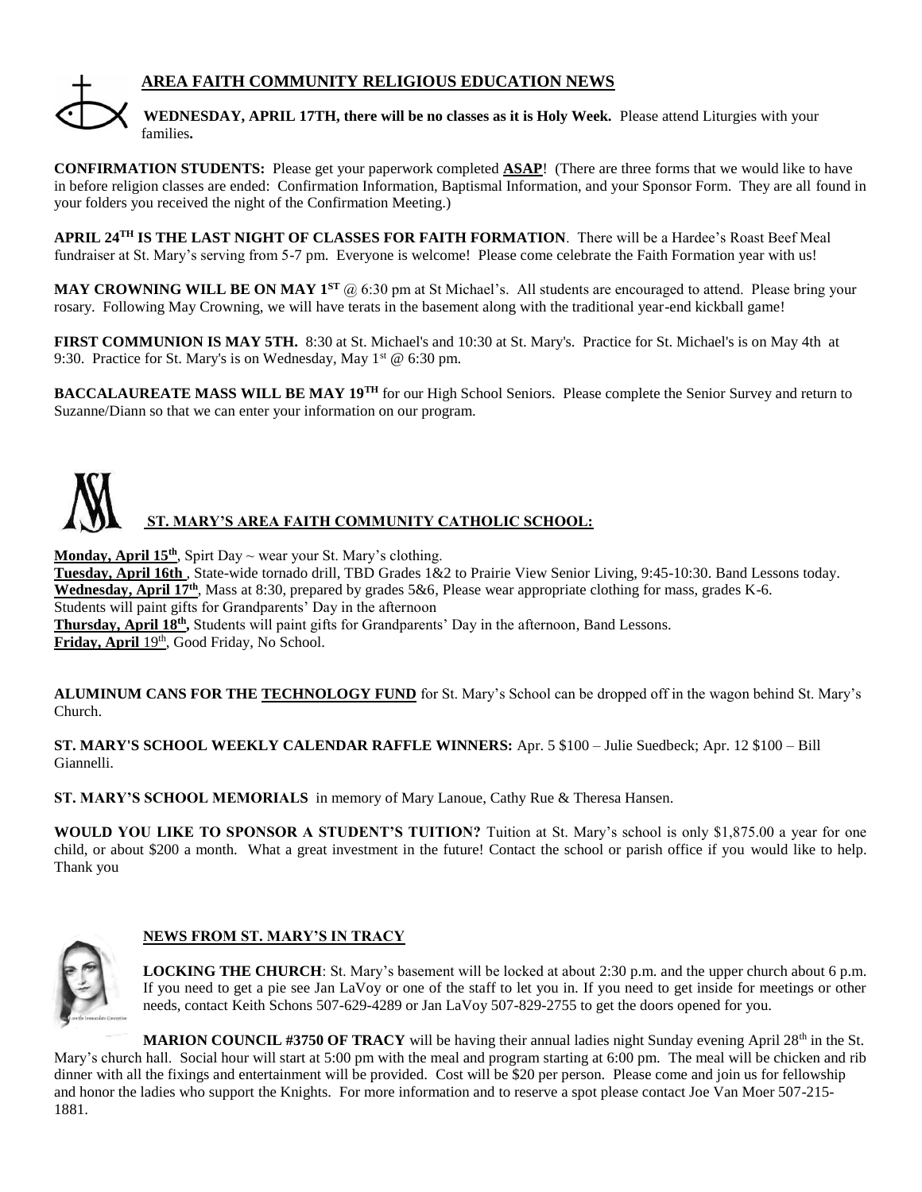## AREA FAITH COMMUNITY RELIGIOUS EDUCATION NEWS

**WEDNESDAY, APRIL 17TH, there will be no classes as it is Holy Week.** Please attend Liturgies with your families**.**

**CONFIRMATION STUDENTS:** Please get your paperwork completed **ASAP**! (There are three forms that we would like to have in before religion classes are ended: Confirmation Information, Baptismal Information, and your Sponsor Form. They are all found in your folders you received the night of the Confirmation Meeting.)

**APRIL 24TH IS THE LAST NIGHT OF CLASSES FOR FAITH FORMATION**. There will be a Hardee's Roast Beef Meal fundraiser at St. Mary's serving from 5-7 pm. Everyone is welcome! Please come celebrate the Faith Formation year with us!

**MAY CROWNING WILL BE ON MAY 1ST** @ 6:30 pm at St Michael's. All students are encouraged to attend. Please bring your rosary. Following May Crowning, we will have terats in the basement along with the traditional year-end kickball game!

**FIRST COMMUNION IS MAY 5TH.** 8:30 at St. Michael's and 10:30 at St. Mary's. Practice for St. Michael's is on May 4th at 9:30. Practice for St. Mary's is on Wednesday, May 1st @ 6:30 pm.

**BACCALAUREATE MASS WILL BE MAY 19TH** for our High School Seniors. Please complete the Senior Survey and return to Suzanne/Diann so that we can enter your information on our program.

## ST. MARY'S AREA FAITH COMMUNITY CATHOLIC SCHOOL:

**Monday, April 15th**, Spirt Day ~ wear your St. Mary's clothing.
**Tuesday, April 16th** , State-wide tornado drill, TBD Grades 1&2 to Prairie View Senior Living, 9:45-10:30. Band Lessons today.
**Wednesday, April 17th**, Mass at 8:30, prepared by grades 5&6, Please wear appropriate clothing for mass, grades K-6. Students will paint gifts for Grandparents' Day in the afternoon
**Thursday, April 18th,** Students will paint gifts for Grandparents' Day in the afternoon, Band Lessons.
**Friday, April** 19th, Good Friday, No School.

**ALUMINUM CANS FOR THE TECHNOLOGY FUND** for St. Mary's School can be dropped off in the wagon behind St. Mary's Church.

**ST. MARY'S SCHOOL WEEKLY CALENDAR RAFFLE WINNERS:** Apr. 5 $100 – Julie Suedbeck; Apr. 12 $100 – Bill Giannelli.

**ST. MARY'S SCHOOL MEMORIALS** in memory of Mary Lanoue, Cathy Rue & Theresa Hansen.

**WOULD YOU LIKE TO SPONSOR A STUDENT'S TUITION?** Tuition at St. Mary's school is only $1,875.00 a year for one child, or about $200 a month. What a great investment in the future! Contact the school or parish office if you would like to help. Thank you

## NEWS FROM ST. MARY'S IN TRACY

**LOCKING THE CHURCH**: St. Mary's basement will be locked at about 2:30 p.m. and the upper church about 6 p.m. If you need to get a pie see Jan LaVoy or one of the staff to let you in. If you need to get inside for meetings or other needs, contact Keith Schons 507-629-4289 or Jan LaVoy 507-829-2755 to get the doors opened for you.

**MARION COUNCIL #3750 OF TRACY** will be having their annual ladies night Sunday evening April 28th in the St. Mary's church hall. Social hour will start at 5:00 pm with the meal and program starting at 6:00 pm. The meal will be chicken and rib dinner with all the fixings and entertainment will be provided. Cost will be $20 per person. Please come and join us for fellowship and honor the ladies who support the Knights. For more information and to reserve a spot please contact Joe Van Moer 507-215-1881.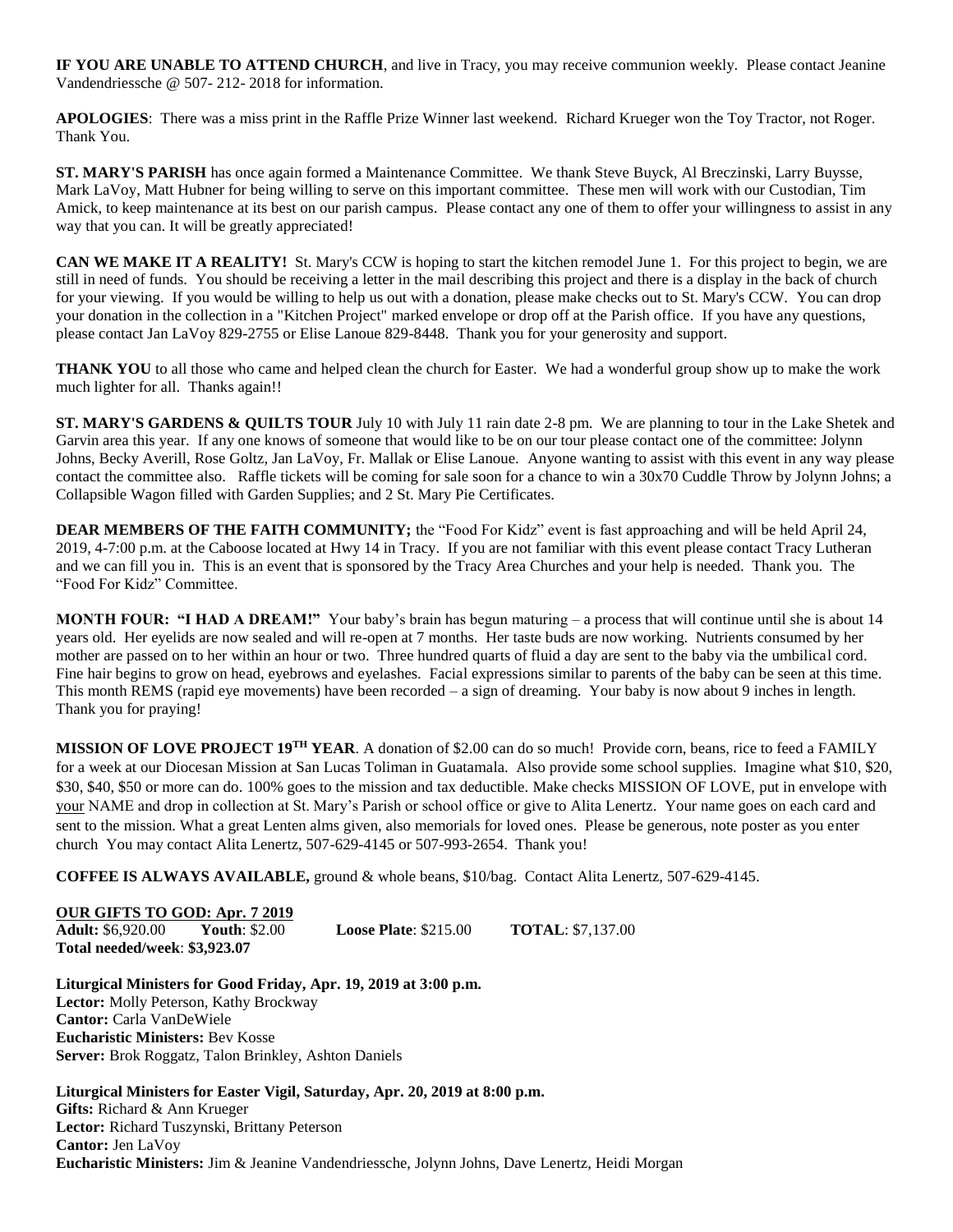**IF YOU ARE UNABLE TO ATTEND CHURCH**, and live in Tracy, you may receive communion weekly. Please contact Jeanine Vandendriessche @ 507- 212- 2018 for information.

**APOLOGIES**: There was a miss print in the Raffle Prize Winner last weekend. Richard Krueger won the Toy Tractor, not Roger. Thank You.

**ST. MARY'S PARISH** has once again formed a Maintenance Committee. We thank Steve Buyck, Al Breczinski, Larry Buysse, Mark LaVoy, Matt Hubner for being willing to serve on this important committee. These men will work with our Custodian, Tim Amick, to keep maintenance at its best on our parish campus. Please contact any one of them to offer your willingness to assist in any way that you can. It will be greatly appreciated!

**CAN WE MAKE IT A REALITY!** St. Mary's CCW is hoping to start the kitchen remodel June 1. For this project to begin, we are still in need of funds. You should be receiving a letter in the mail describing this project and there is a display in the back of church for your viewing. If you would be willing to help us out with a donation, please make checks out to St. Mary's CCW. You can drop your donation in the collection in a "Kitchen Project" marked envelope or drop off at the Parish office. If you have any questions, please contact Jan LaVoy 829-2755 or Elise Lanoue 829-8448. Thank you for your generosity and support.

**THANK YOU** to all those who came and helped clean the church for Easter. We had a wonderful group show up to make the work much lighter for all. Thanks again!!

**ST. MARY'S GARDENS & QUILTS TOUR** July 10 with July 11 rain date 2-8 pm. We are planning to tour in the Lake Shetek and Garvin area this year. If any one knows of someone that would like to be on our tour please contact one of the committee: Jolynn Johns, Becky Averill, Rose Goltz, Jan LaVoy, Fr. Mallak or Elise Lanoue. Anyone wanting to assist with this event in any way please contact the committee also. Raffle tickets will be coming for sale soon for a chance to win a 30x70 Cuddle Throw by Jolynn Johns; a Collapsible Wagon filled with Garden Supplies; and 2 St. Mary Pie Certificates.

**DEAR MEMBERS OF THE FAITH COMMUNITY;** the "Food For Kidz" event is fast approaching and will be held April 24, 2019, 4-7:00 p.m. at the Caboose located at Hwy 14 in Tracy. If you are not familiar with this event please contact Tracy Lutheran and we can fill you in. This is an event that is sponsored by the Tracy Area Churches and your help is needed. Thank you. The "Food For Kidz" Committee.

**MONTH FOUR: "I HAD A DREAM!"** Your baby's brain has begun maturing – a process that will continue until she is about 14 years old. Her eyelids are now sealed and will re-open at 7 months. Her taste buds are now working. Nutrients consumed by her mother are passed on to her within an hour or two. Three hundred quarts of fluid a day are sent to the baby via the umbilical cord. Fine hair begins to grow on head, eyebrows and eyelashes. Facial expressions similar to parents of the baby can be seen at this time. This month REMS (rapid eye movements) have been recorded – a sign of dreaming. Your baby is now about 9 inches in length. Thank you for praying!

**MISSION OF LOVE PROJECT 19TH YEAR**. A donation of $2.00 can do so much! Provide corn, beans, rice to feed a FAMILY for a week at our Diocesan Mission at San Lucas Toliman in Guatamala. Also provide some school supplies. Imagine what $10, $20, $30, $40, $50 or more can do. 100% goes to the mission and tax deductible. Make checks MISSION OF LOVE, put in envelope with <u>your</u> NAME and drop in collection at St. Mary's Parish or school office or give to Alita Lenertz. Your name goes on each card and sent to the mission. What a great Lenten alms given, also memorials for loved ones. Please be generous, note poster as you enter church You may contact Alita Lenertz, 507-629-4145 or 507-993-2654. Thank you!

**COFFEE IS ALWAYS AVAILABLE,** ground & whole beans, $10/bag. Contact Alita Lenertz, 507-629-4145.

**<u>OUR GIFTS TO GOD: Apr. 7 2019</u>**
**Adult:** $6,920.00 **Youth**: $2.00 **Loose Plate**: $215.00 **TOTAL**: $7,137.00
**Total needed/week**: **$3,923.07**

**Liturgical Ministers for Good Friday, Apr. 19, 2019 at 3:00 p.m.**
**Lector:** Molly Peterson, Kathy Brockway
**Cantor:** Carla VanDeWiele
**Eucharistic Ministers:** Bev Kosse
**Server:** Brok Roggatz, Talon Brinkley, Ashton Daniels

**Liturgical Ministers for Easter Vigil, Saturday, Apr. 20, 2019 at 8:00 p.m.**
**Gifts:** Richard & Ann Krueger
**Lector:** Richard Tuszynski, Brittany Peterson
**Cantor:** Jen LaVoy
**Eucharistic Ministers:** Jim & Jeanine Vandendriessche, Jolynn Johns, Dave Lenertz, Heidi Morgan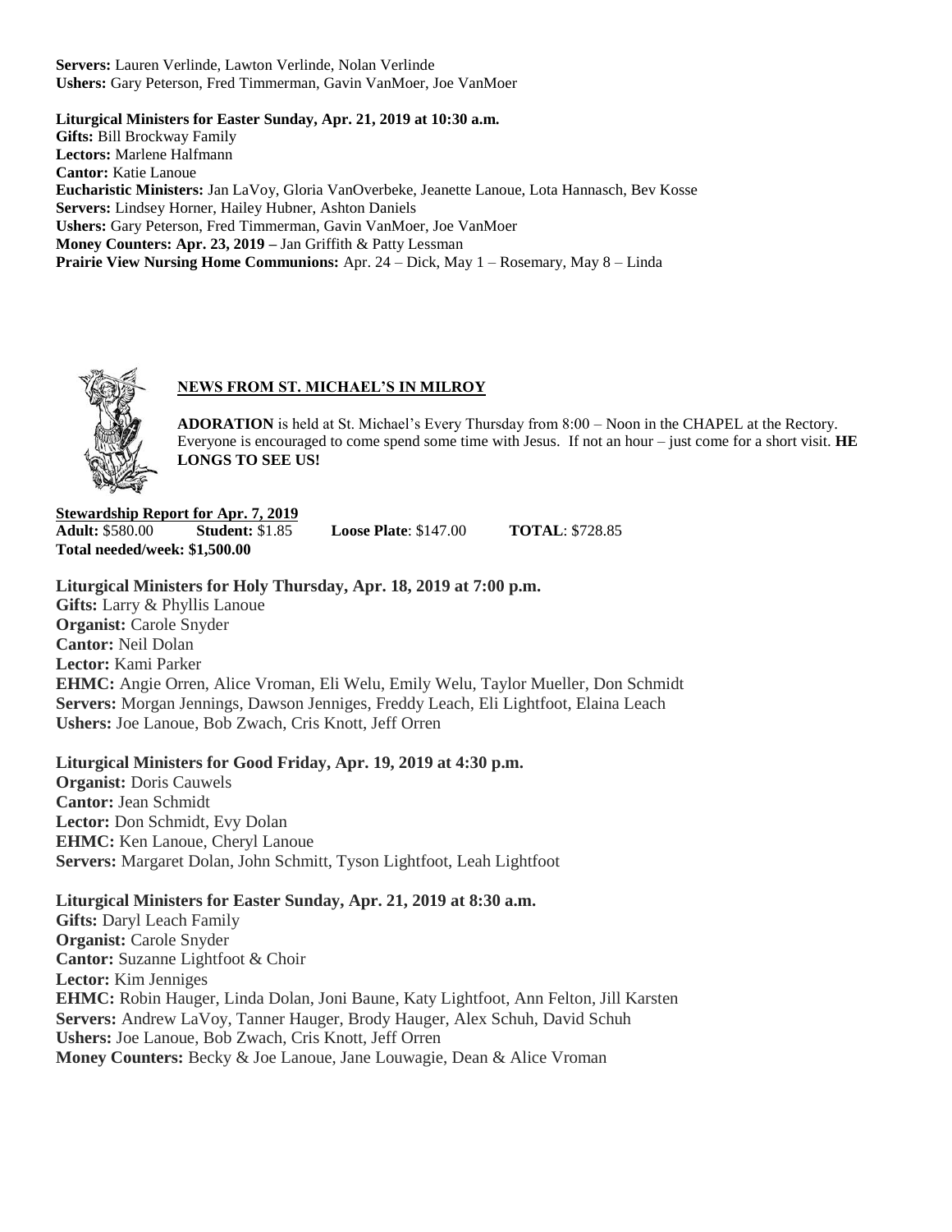**Servers:** Lauren Verlinde, Lawton Verlinde, Nolan Verlinde
**Ushers:** Gary Peterson, Fred Timmerman, Gavin VanMoer, Joe VanMoer

**Liturgical Ministers for Easter Sunday, Apr. 21, 2019 at 10:30 a.m.**
**Gifts:** Bill Brockway Family
**Lectors:** Marlene Halfmann
**Cantor:** Katie Lanoue
**Eucharistic Ministers:** Jan LaVoy, Gloria VanOverbeke, Jeanette Lanoue, Lota Hannasch, Bev Kosse
**Servers:** Lindsey Horner, Hailey Hubner, Ashton Daniels
**Ushers:** Gary Peterson, Fred Timmerman, Gavin VanMoer, Joe VanMoer
**Money Counters: Apr. 23, 2019 –** Jan Griffith & Patty Lessman
**Prairie View Nursing Home Communions:** Apr. 24 – Dick, May 1 – Rosemary, May 8 – Linda

## NEWS FROM ST. MICHAEL'S IN MILROY

**ADORATION** is held at St. Michael's Every Thursday from 8:00 – Noon in the CHAPEL at the Rectory. Everyone is encouraged to come spend some time with Jesus. If not an hour – just come for a short visit. **HE LONGS TO SEE US!**

**Stewardship Report for Apr. 7, 2019**
**Adult:** $580.00 **Student:** $1.85 **Loose Plate**: $147.00 **TOTAL**: $728.85
**Total needed/week: $1,500.00**

**Liturgical Ministers for Holy Thursday, Apr. 18, 2019 at 7:00 p.m.**
**Gifts:** Larry & Phyllis Lanoue
**Organist:** Carole Snyder
**Cantor:** Neil Dolan
**Lector:** Kami Parker
**EHMC:** Angie Orren, Alice Vroman, Eli Welu, Emily Welu, Taylor Mueller, Don Schmidt
**Servers:** Morgan Jennings, Dawson Jenniges, Freddy Leach, Eli Lightfoot, Elaina Leach
**Ushers:** Joe Lanoue, Bob Zwach, Cris Knott, Jeff Orren

**Liturgical Ministers for Good Friday, Apr. 19, 2019 at 4:30 p.m.**
**Organist:** Doris Cauwels
**Cantor:** Jean Schmidt
**Lector:** Don Schmidt, Evy Dolan
**EHMC:** Ken Lanoue, Cheryl Lanoue
**Servers:** Margaret Dolan, John Schmitt, Tyson Lightfoot, Leah Lightfoot

**Liturgical Ministers for Easter Sunday, Apr. 21, 2019 at 8:30 a.m.**
**Gifts:** Daryl Leach Family
**Organist:** Carole Snyder
**Cantor:** Suzanne Lightfoot & Choir
**Lector:** Kim Jenniges
**EHMC:** Robin Hauger, Linda Dolan, Joni Baune, Katy Lightfoot, Ann Felton, Jill Karsten
**Servers:** Andrew LaVoy, Tanner Hauger, Brody Hauger, Alex Schuh, David Schuh
**Ushers:** Joe Lanoue, Bob Zwach, Cris Knott, Jeff Orren
**Money Counters:** Becky & Joe Lanoue, Jane Louwagie, Dean & Alice Vroman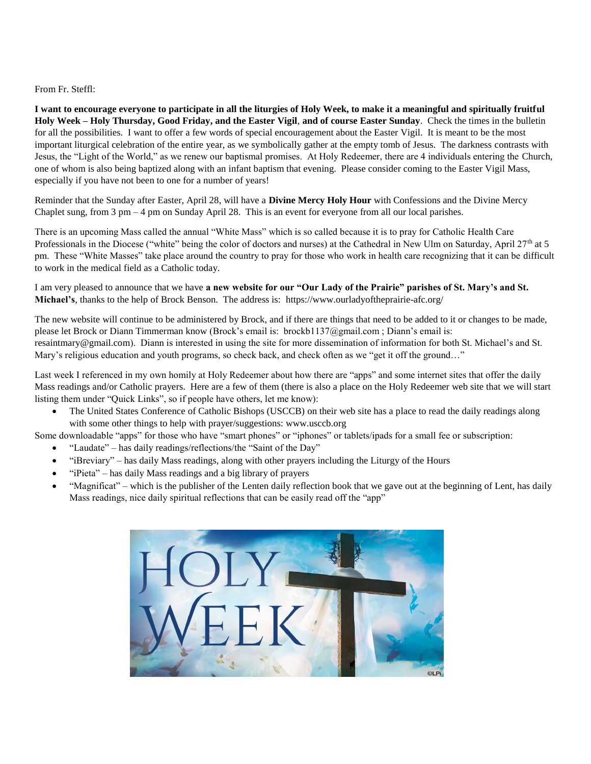From Fr. Steffl:

**I want to encourage everyone to participate in all the liturgies of Holy Week, to make it a meaningful and spiritually fruitful Holy Week – Holy Thursday, Good Friday, and the Easter Vigil**, **and of course Easter Sunday**. Check the times in the bulletin for all the possibilities. I want to offer a few words of special encouragement about the Easter Vigil. It is meant to be the most important liturgical celebration of the entire year, as we symbolically gather at the empty tomb of Jesus. The darkness contrasts with Jesus, the "Light of the World," as we renew our baptismal promises. At Holy Redeemer, there are 4 individuals entering the Church, one of whom is also being baptized along with an infant baptism that evening. Please consider coming to the Easter Vigil Mass, especially if you have not been to one for a number of years!

Reminder that the Sunday after Easter, April 28, will have a **Divine Mercy Holy Hour** with Confessions and the Divine Mercy Chaplet sung, from 3 pm – 4 pm on Sunday April 28. This is an event for everyone from all our local parishes.

There is an upcoming Mass called the annual "White Mass" which is so called because it is to pray for Catholic Health Care Professionals in the Diocese ("white" being the color of doctors and nurses) at the Cathedral in New Ulm on Saturday, April 27th at 5 pm. These "White Masses" take place around the country to pray for those who work in health care recognizing that it can be difficult to work in the medical field as a Catholic today.

I am very pleased to announce that we have **a new website for our "Our Lady of the Prairie" parishes of St. Mary's and St. Michael's**, thanks to the help of Brock Benson. The address is: https://www.ourladyoftheprairie-afc.org/

The new website will continue to be administered by Brock, and if there are things that need to be added to it or changes to be made, please let Brock or Diann Timmerman know (Brock's email is: brockb1137@gmail.com ; Diann's email is: resaintmary@gmail.com). Diann is interested in using the site for more dissemination of information for both St. Michael's and St. Mary's religious education and youth programs, so check back, and check often as we "get it off the ground…"

Last week I referenced in my own homily at Holy Redeemer about how there are "apps" and some internet sites that offer the daily Mass readings and/or Catholic prayers. Here are a few of them (there is also a place on the Holy Redeemer web site that we will start listing them under "Quick Links", so if people have others, let me know):

- The United States Conference of Catholic Bishops (USCCB) on their web site has a place to read the daily readings along with some other things to help with prayer/suggestions: www.usccb.org

Some downloadable "apps" for those who have "smart phones" or "iphones" or tablets/ipads for a small fee or subscription:

- "Laudate" – has daily readings/reflections/the "Saint of the Day"
- "iBreviary" – has daily Mass readings, along with other prayers including the Liturgy of the Hours
- "iPieta" – has daily Mass readings and a big library of prayers
- "Magnificat" – which is the publisher of the Lenten daily reflection book that we gave out at the beginning of Lent, has daily Mass readings, nice daily spiritual reflections that can be easily read off the "app"

HOLY WEEK